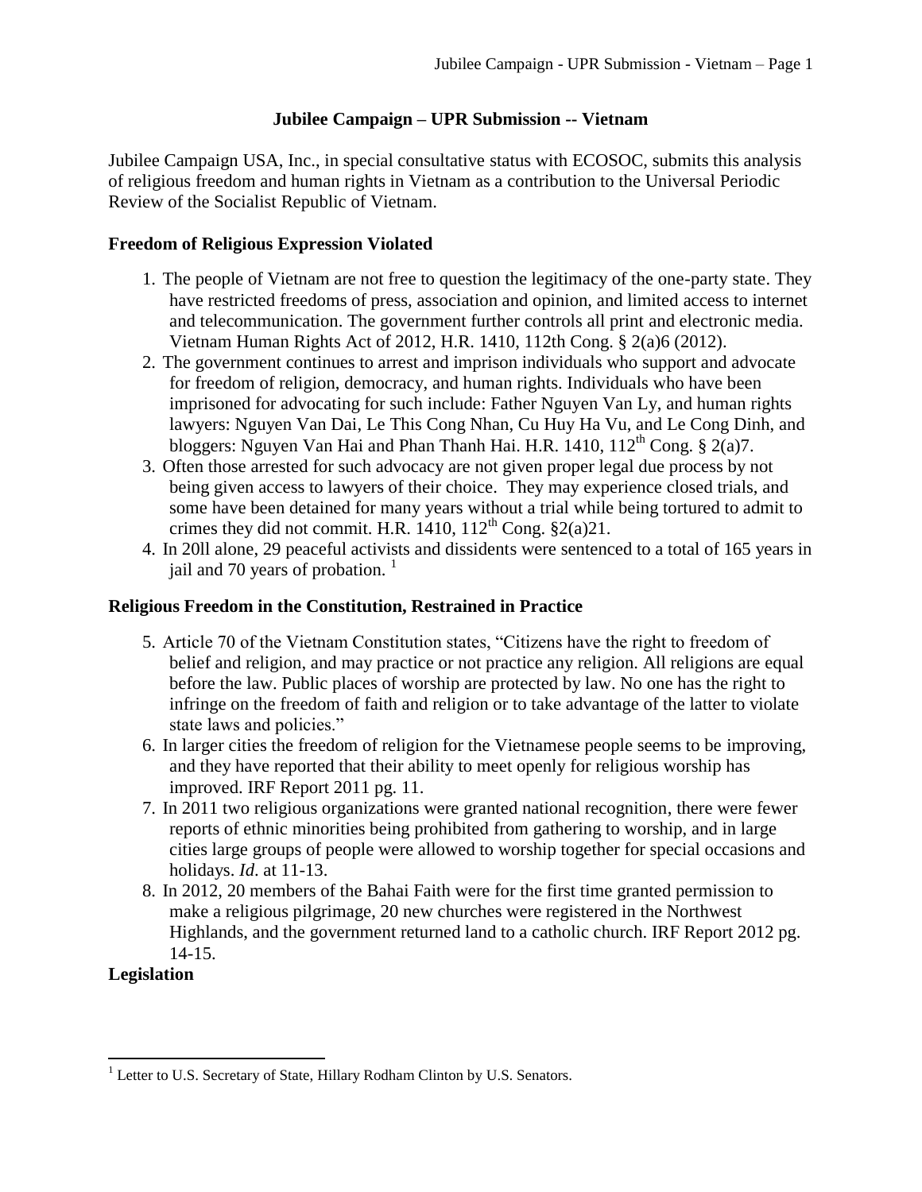# Jubilee Campaign – UPR Submission -- Vietnam

Jubilee Campaign USA, Inc., in special consultative status with ECOSOC, submits this analysis of religious freedom and human rights in Vietnam as a contribution to the Universal Periodic Review of the Socialist Republic of Vietnam.

## Freedom of Religious Expression Violated

1. The people of Vietnam are not free to question the legitimacy of the one-party state. They have restricted freedoms of press, association and opinion, and limited access to internet and telecommunication. The government further controls all print and electronic media. Vietnam Human Rights Act of 2012, H.R. 1410, 112th Cong. § 2(a)6 (2012).
2. The government continues to arrest and imprison individuals who support and advocate for freedom of religion, democracy, and human rights. Individuals who have been imprisoned for advocating for such include: Father Nguyen Van Ly, and human rights lawyers: Nguyen Van Dai, Le This Cong Nhan, Cu Huy Ha Vu, and Le Cong Dinh, and bloggers: Nguyen Van Hai and Phan Thanh Hai. H.R. 1410, 112th Cong. § 2(a)7.
3. Often those arrested for such advocacy are not given proper legal due process by not being given access to lawyers of their choice. They may experience closed trials, and some have been detained for many years without a trial while being tortured to admit to crimes they did not commit. H.R. 1410, 112th Cong. §2(a)21.
4. In 20ll alone, 29 peaceful activists and dissidents were sentenced to a total of 165 years in jail and 70 years of probation. [1]

## Religious Freedom in the Constitution, Restrained in Practice

5. Article 70 of the Vietnam Constitution states, "Citizens have the right to freedom of belief and religion, and may practice or not practice any religion. All religions are equal before the law. Public places of worship are protected by law. No one has the right to infringe on the freedom of faith and religion or to take advantage of the latter to violate state laws and policies."
6. In larger cities the freedom of religion for the Vietnamese people seems to be improving, and they have reported that their ability to meet openly for religious worship has improved. IRF Report 2011 pg. 11.
7. In 2011 two religious organizations were granted national recognition, there were fewer reports of ethnic minorities being prohibited from gathering to worship, and in large cities large groups of people were allowed to worship together for special occasions and holidays. *Id*. at 11-13.
8. In 2012, 20 members of the Bahai Faith were for the first time granted permission to make a religious pilgrimage, 20 new churches were registered in the Northwest Highlands, and the government returned land to a catholic church. IRF Report 2012 pg. 14-15.

## Legislation

[1] Letter to U.S. Secretary of State, Hillary Rodham Clinton by U.S. Senators.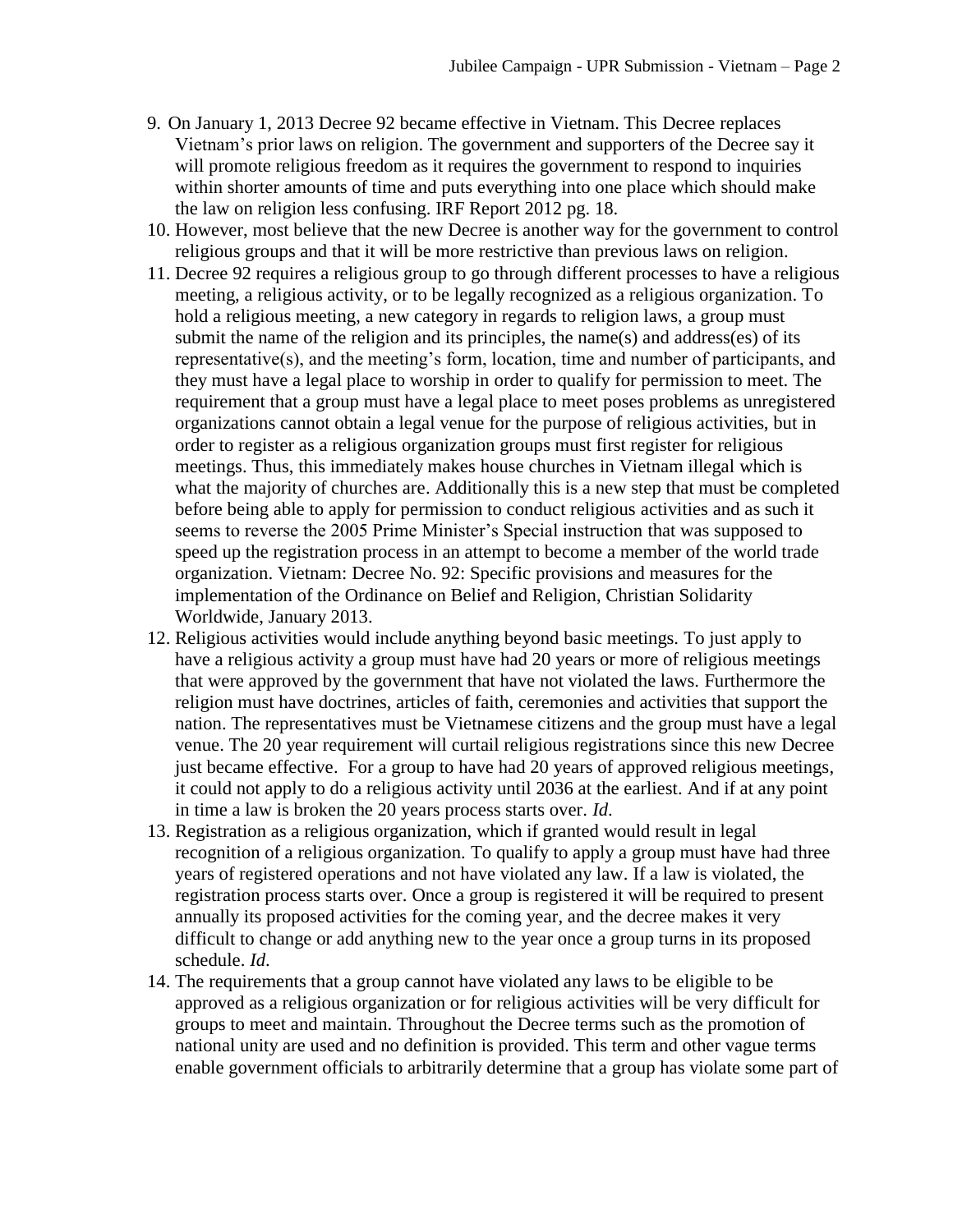9. On January 1, 2013 Decree 92 became effective in Vietnam. This Decree replaces Vietnam's prior laws on religion. The government and supporters of the Decree say it will promote religious freedom as it requires the government to respond to inquiries within shorter amounts of time and puts everything into one place which should make the law on religion less confusing. IRF Report 2012 pg. 18.
10. However, most believe that the new Decree is another way for the government to control religious groups and that it will be more restrictive than previous laws on religion.
11. Decree 92 requires a religious group to go through different processes to have a religious meeting, a religious activity, or to be legally recognized as a religious organization. To hold a religious meeting, a new category in regards to religion laws, a group must submit the name of the religion and its principles, the name(s) and address(es) of its representative(s), and the meeting's form, location, time and number of participants, and they must have a legal place to worship in order to qualify for permission to meet. The requirement that a group must have a legal place to meet poses problems as unregistered organizations cannot obtain a legal venue for the purpose of religious activities, but in order to register as a religious organization groups must first register for religious meetings. Thus, this immediately makes house churches in Vietnam illegal which is what the majority of churches are. Additionally this is a new step that must be completed before being able to apply for permission to conduct religious activities and as such it seems to reverse the 2005 Prime Minister's Special instruction that was supposed to speed up the registration process in an attempt to become a member of the world trade organization. Vietnam: Decree No. 92: Specific provisions and measures for the implementation of the Ordinance on Belief and Religion, Christian Solidarity Worldwide, January 2013.
12. Religious activities would include anything beyond basic meetings. To just apply to have a religious activity a group must have had 20 years or more of religious meetings that were approved by the government that have not violated the laws. Furthermore the religion must have doctrines, articles of faith, ceremonies and activities that support the nation. The representatives must be Vietnamese citizens and the group must have a legal venue. The 20 year requirement will curtail religious registrations since this new Decree just became effective. For a group to have had 20 years of approved religious meetings, it could not apply to do a religious activity until 2036 at the earliest. And if at any point in time a law is broken the 20 years process starts over. *Id.*
13. Registration as a religious organization, which if granted would result in legal recognition of a religious organization. To qualify to apply a group must have had three years of registered operations and not have violated any law. If a law is violated, the registration process starts over. Once a group is registered it will be required to present annually its proposed activities for the coming year, and the decree makes it very difficult to change or add anything new to the year once a group turns in its proposed schedule. *Id.*
14. The requirements that a group cannot have violated any laws to be eligible to be approved as a religious organization or for religious activities will be very difficult for groups to meet and maintain. Throughout the Decree terms such as the promotion of national unity are used and no definition is provided. This term and other vague terms enable government officials to arbitrarily determine that a group has violate some part of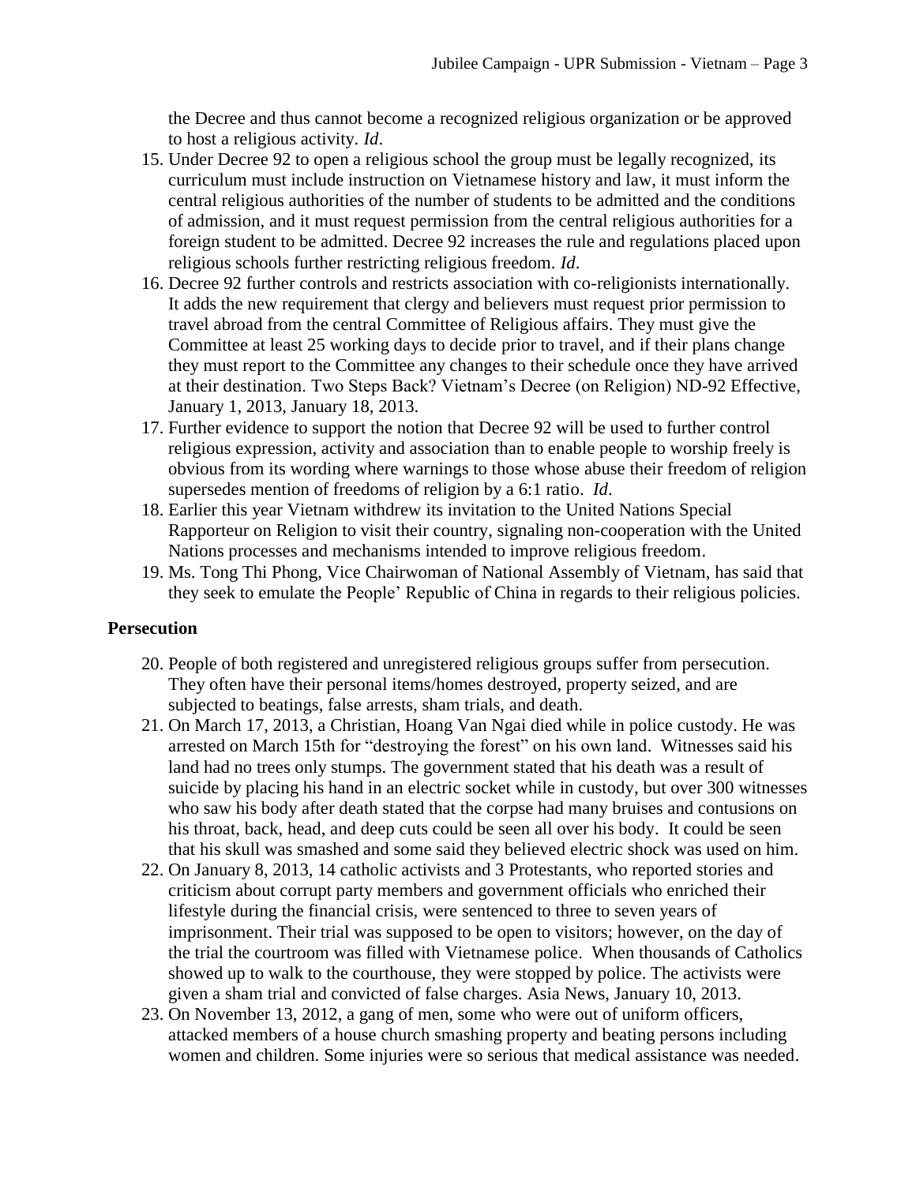the Decree and thus cannot become a recognized religious organization or be approved to host a religious activity. *Id*.

15. Under Decree 92 to open a religious school the group must be legally recognized, its curriculum must include instruction on Vietnamese history and law, it must inform the central religious authorities of the number of students to be admitted and the conditions of admission, and it must request permission from the central religious authorities for a foreign student to be admitted. Decree 92 increases the rule and regulations placed upon religious schools further restricting religious freedom. *Id*.
16. Decree 92 further controls and restricts association with co-religionists internationally. It adds the new requirement that clergy and believers must request prior permission to travel abroad from the central Committee of Religious affairs. They must give the Committee at least 25 working days to decide prior to travel, and if their plans change they must report to the Committee any changes to their schedule once they have arrived at their destination. Two Steps Back? Vietnam's Decree (on Religion) ND-92 Effective, January 1, 2013, January 18, 2013.
17. Further evidence to support the notion that Decree 92 will be used to further control religious expression, activity and association than to enable people to worship freely is obvious from its wording where warnings to those whose abuse their freedom of religion supersedes mention of freedoms of religion by a 6:1 ratio. *Id*.
18. Earlier this year Vietnam withdrew its invitation to the United Nations Special Rapporteur on Religion to visit their country, signaling non-cooperation with the United Nations processes and mechanisms intended to improve religious freedom.
19. Ms. Tong Thi Phong, Vice Chairwoman of National Assembly of Vietnam, has said that they seek to emulate the People' Republic of China in regards to their religious policies.

## Persecution

20. People of both registered and unregistered religious groups suffer from persecution. They often have their personal items/homes destroyed, property seized, and are subjected to beatings, false arrests, sham trials, and death.
21. On March 17, 2013, a Christian, Hoang Van Ngai died while in police custody. He was arrested on March 15th for "destroying the forest" on his own land. Witnesses said his land had no trees only stumps. The government stated that his death was a result of suicide by placing his hand in an electric socket while in custody, but over 300 witnesses who saw his body after death stated that the corpse had many bruises and contusions on his throat, back, head, and deep cuts could be seen all over his body. It could be seen that his skull was smashed and some said they believed electric shock was used on him.
22. On January 8, 2013, 14 catholic activists and 3 Protestants, who reported stories and criticism about corrupt party members and government officials who enriched their lifestyle during the financial crisis, were sentenced to three to seven years of imprisonment. Their trial was supposed to be open to visitors; however, on the day of the trial the courtroom was filled with Vietnamese police. When thousands of Catholics showed up to walk to the courthouse, they were stopped by police. The activists were given a sham trial and convicted of false charges. Asia News, January 10, 2013.
23. On November 13, 2012, a gang of men, some who were out of uniform officers, attacked members of a house church smashing property and beating persons including women and children. Some injuries were so serious that medical assistance was needed.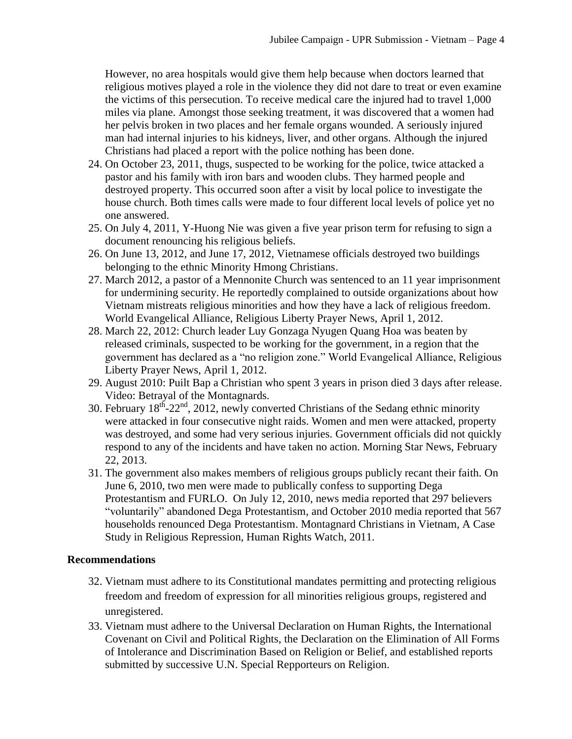However, no area hospitals would give them help because when doctors learned that religious motives played a role in the violence they did not dare to treat or even examine the victims of this persecution. To receive medical care the injured had to travel 1,000 miles via plane. Amongst those seeking treatment, it was discovered that a women had her pelvis broken in two places and her female organs wounded. A seriously injured man had internal injuries to his kidneys, liver, and other organs. Although the injured Christians had placed a report with the police nothing has been done.

24. On October 23, 2011, thugs, suspected to be working for the police, twice attacked a pastor and his family with iron bars and wooden clubs. They harmed people and destroyed property. This occurred soon after a visit by local police to investigate the house church. Both times calls were made to four different local levels of police yet no one answered.
25. On July 4, 2011, Y-Huong Nie was given a five year prison term for refusing to sign a document renouncing his religious beliefs.
26. On June 13, 2012, and June 17, 2012, Vietnamese officials destroyed two buildings belonging to the ethnic Minority Hmong Christians.
27. March 2012, a pastor of a Mennonite Church was sentenced to an 11 year imprisonment for undermining security. He reportedly complained to outside organizations about how Vietnam mistreats religious minorities and how they have a lack of religious freedom. World Evangelical Alliance, Religious Liberty Prayer News, April 1, 2012.
28. March 22, 2012: Church leader Luy Gonzaga Nyugen Quang Hoa was beaten by released criminals, suspected to be working for the government, in a region that the government has declared as a "no religion zone." World Evangelical Alliance, Religious Liberty Prayer News, April 1, 2012.
29. August 2010: Puilt Bap a Christian who spent 3 years in prison died 3 days after release. Video: Betrayal of the Montagnards.
30. February 18th-22nd, 2012, newly converted Christians of the Sedang ethnic minority were attacked in four consecutive night raids. Women and men were attacked, property was destroyed, and some had very serious injuries. Government officials did not quickly respond to any of the incidents and have taken no action. Morning Star News, February 22, 2013.
31. The government also makes members of religious groups publicly recant their faith. On June 6, 2010, two men were made to publically confess to supporting Dega Protestantism and FURLO. On July 12, 2010, news media reported that 297 believers "voluntarily" abandoned Dega Protestantism, and October 2010 media reported that 567 households renounced Dega Protestantism. Montagnard Christians in Vietnam, A Case Study in Religious Repression, Human Rights Watch, 2011.

**Recommendations**

32. Vietnam must adhere to its Constitutional mandates permitting and protecting religious freedom and freedom of expression for all minorities religious groups, registered and unregistered.
33. Vietnam must adhere to the Universal Declaration on Human Rights, the International Covenant on Civil and Political Rights, the Declaration on the Elimination of All Forms of Intolerance and Discrimination Based on Religion or Belief, and established reports submitted by successive U.N. Special Repporteurs on Religion.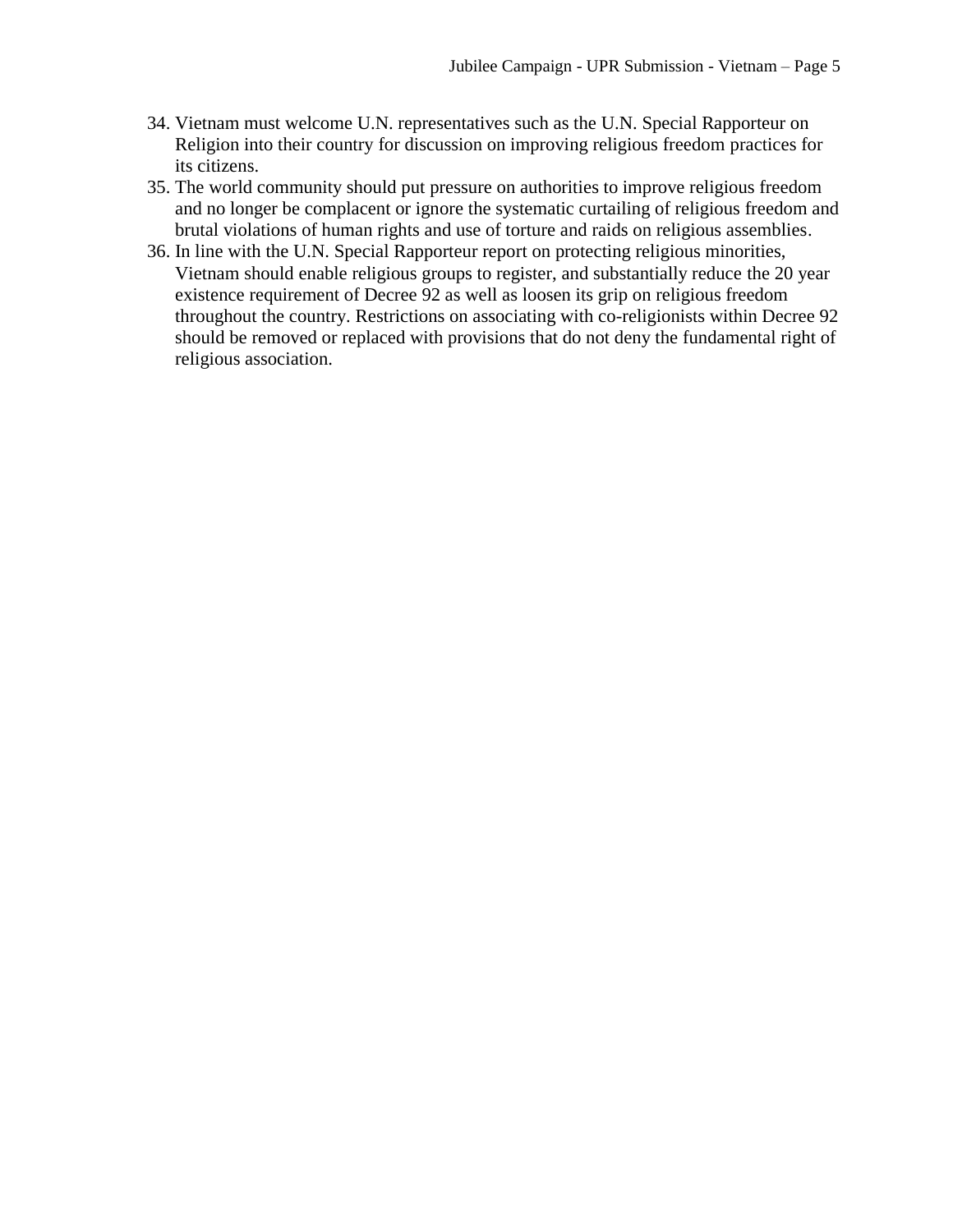34. Vietnam must welcome U.N. representatives such as the U.N. Special Rapporteur on Religion into their country for discussion on improving religious freedom practices for its citizens.
35. The world community should put pressure on authorities to improve religious freedom and no longer be complacent or ignore the systematic curtailing of religious freedom and brutal violations of human rights and use of torture and raids on religious assemblies.
36. In line with the U.N. Special Rapporteur report on protecting religious minorities, Vietnam should enable religious groups to register, and substantially reduce the 20 year existence requirement of Decree 92 as well as loosen its grip on religious freedom throughout the country. Restrictions on associating with co-religionists within Decree 92 should be removed or replaced with provisions that do not deny the fundamental right of religious association.